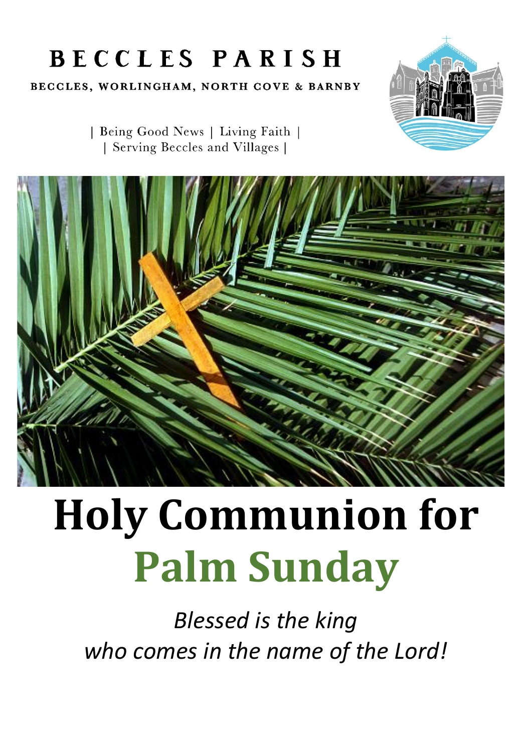# BECCLES PARISH

BECCLES, WORLINGHAM, NORTH COVE & BARNBY

| Being Good News | Living Faith |
| Serving Beccles and Villages |

# Holy Communion for Palm Sunday

*Blessed is the king*
*who comes in the name of the Lord!*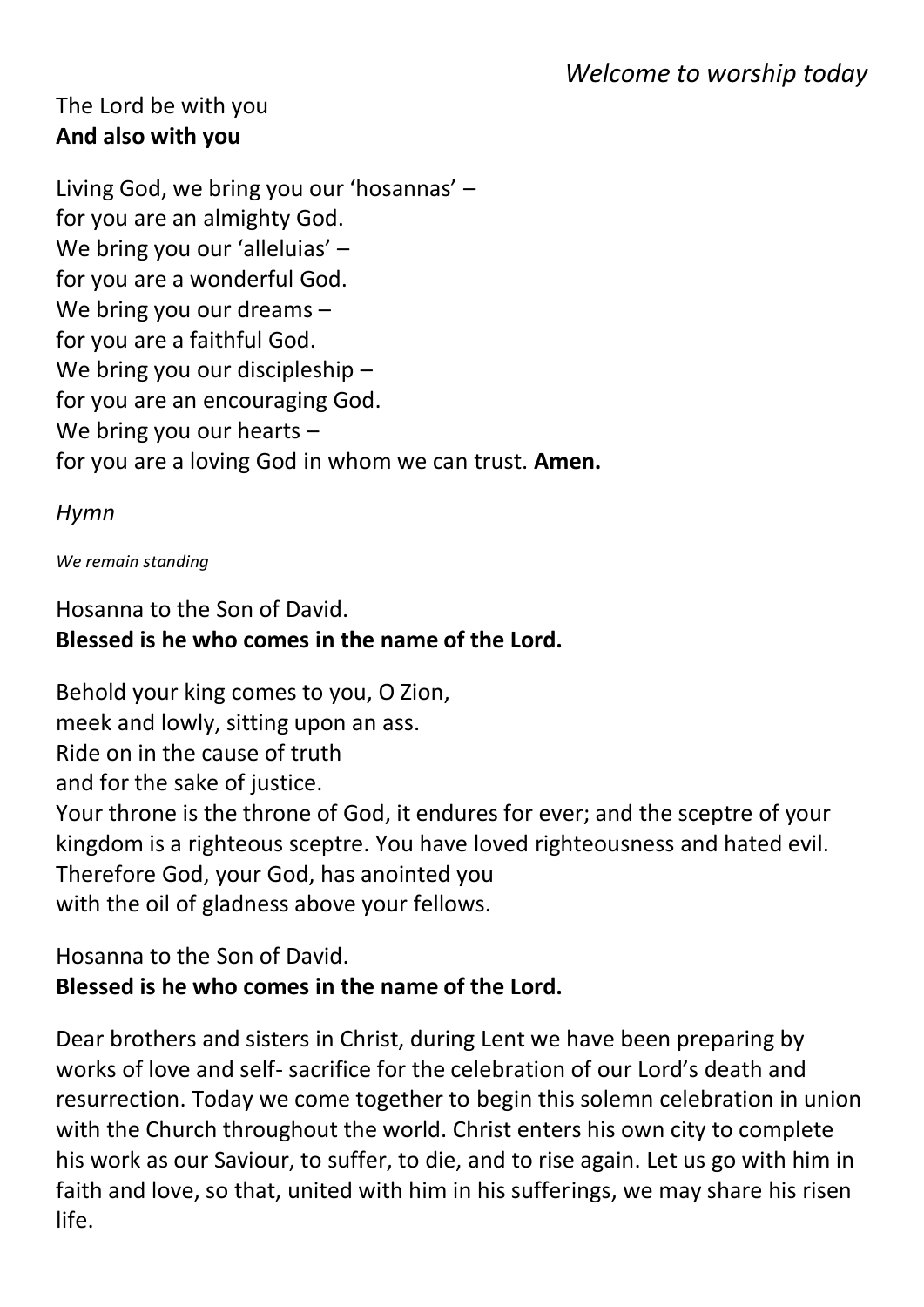*Welcome to worship today*

The Lord be with you
**And also with you**

Living God, we bring you our 'hosannas' –
for you are an almighty God.
We bring you our 'alleluias' –
for you are a wonderful God.
We bring you our dreams –
for you are a faithful God.
We bring you our discipleship –
for you are an encouraging God.
We bring you our hearts –
for you are a loving God in whom we can trust. **Amen.**

*Hymn*

*We remain standing*

Hosanna to the Son of David.
**Blessed is he who comes in the name of the Lord.**

Behold your king comes to you, O Zion,
meek and lowly, sitting upon an ass.
Ride on in the cause of truth
and for the sake of justice.
Your throne is the throne of God, it endures for ever; and the sceptre of your kingdom is a righteous sceptre. You have loved righteousness and hated evil.
Therefore God, your God, has anointed you
with the oil of gladness above your fellows.

Hosanna to the Son of David.
**Blessed is he who comes in the name of the Lord.**

Dear brothers and sisters in Christ, during Lent we have been preparing by works of love and self- sacrifice for the celebration of our Lord's death and resurrection. Today we come together to begin this solemn celebration in union with the Church throughout the world. Christ enters his own city to complete his work as our Saviour, to suffer, to die, and to rise again. Let us go with him in faith and love, so that, united with him in his sufferings, we may share his risen life.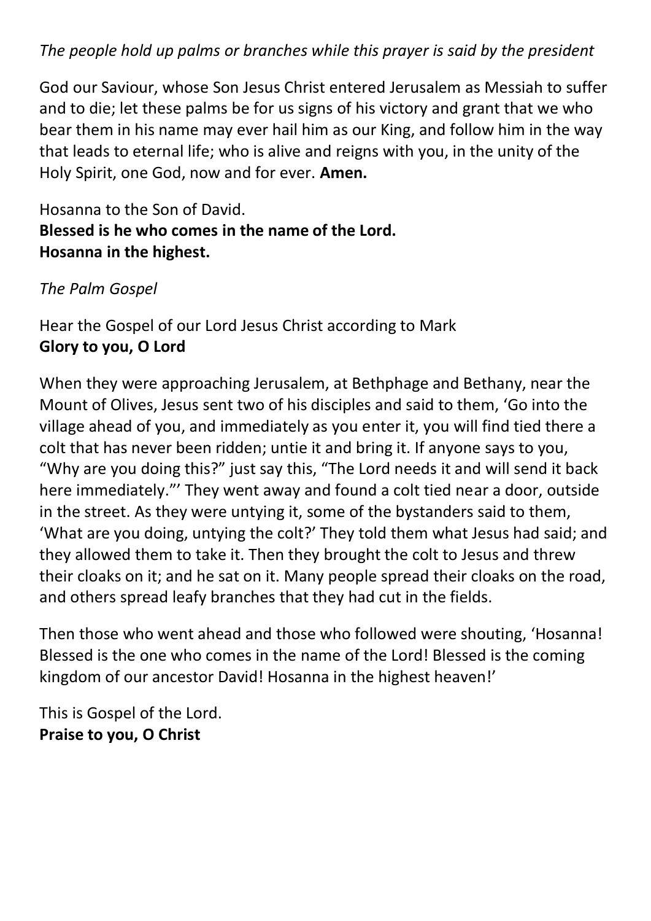*The people hold up palms or branches while this prayer is said by the president*

God our Saviour, whose Son Jesus Christ entered Jerusalem as Messiah to suffer and to die; let these palms be for us signs of his victory and grant that we who bear them in his name may ever hail him as our King, and follow him in the way that leads to eternal life; who is alive and reigns with you, in the unity of the Holy Spirit, one God, now and for ever. **Amen.**

Hosanna to the Son of David.
**Blessed is he who comes in the name of the Lord.**
**Hosanna in the highest.**

*The Palm Gospel*

Hear the Gospel of our Lord Jesus Christ according to Mark
**Glory to you, O Lord**

When they were approaching Jerusalem, at Bethphage and Bethany, near the Mount of Olives, Jesus sent two of his disciples and said to them, 'Go into the village ahead of you, and immediately as you enter it, you will find tied there a colt that has never been ridden; untie it and bring it. If anyone says to you, "Why are you doing this?" just say this, "The Lord needs it and will send it back here immediately."' They went away and found a colt tied near a door, outside in the street. As they were untying it, some of the bystanders said to them, 'What are you doing, untying the colt?' They told them what Jesus had said; and they allowed them to take it. Then they brought the colt to Jesus and threw their cloaks on it; and he sat on it. Many people spread their cloaks on the road, and others spread leafy branches that they had cut in the fields.

Then those who went ahead and those who followed were shouting, 'Hosanna! Blessed is the one who comes in the name of the Lord! Blessed is the coming kingdom of our ancestor David! Hosanna in the highest heaven!'

This is Gospel of the Lord.
**Praise to you, O Christ**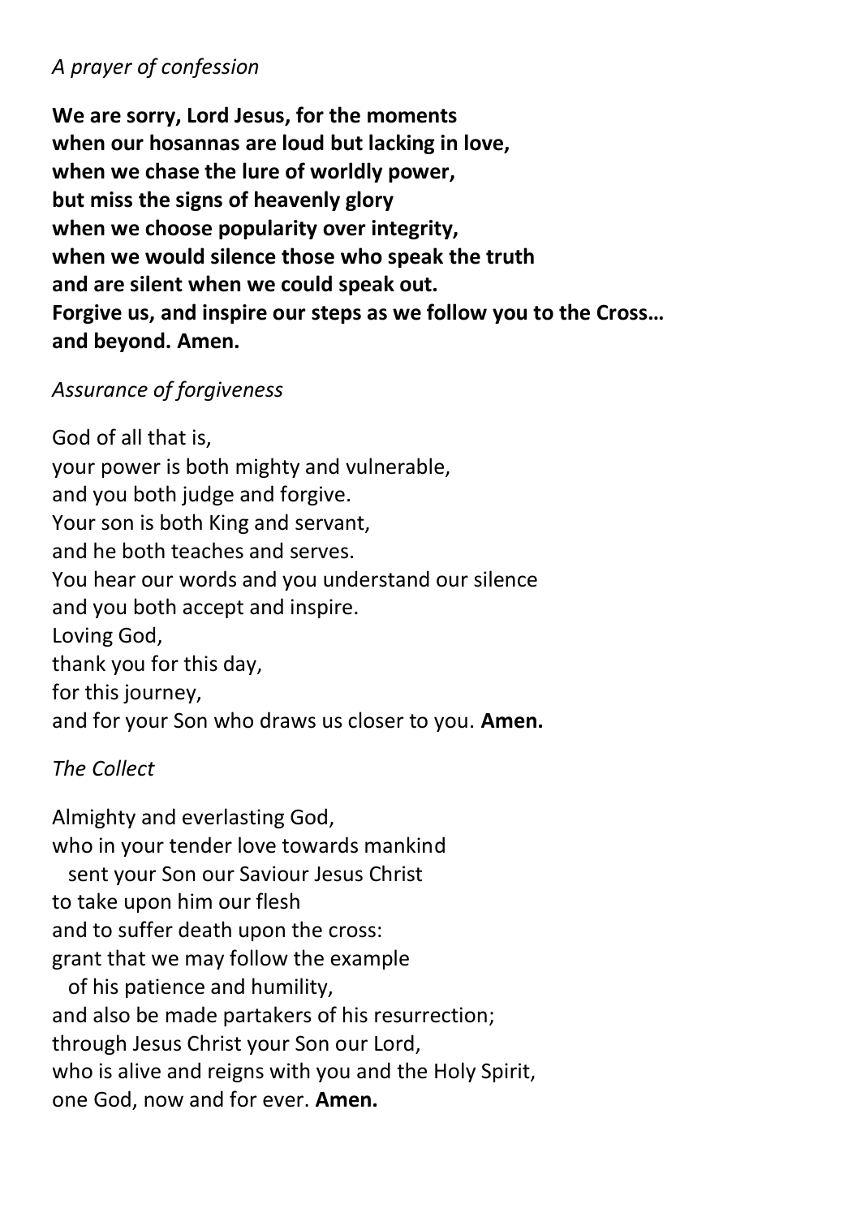*A prayer of confession*

**We are sorry, Lord Jesus, for the moments**
**when our hosannas are loud but lacking in love,**
**when we chase the lure of worldly power,**
**but miss the signs of heavenly glory**
**when we choose popularity over integrity,**
**when we would silence those who speak the truth**
**and are silent when we could speak out.**
**Forgive us, and inspire our steps as we follow you to the Cross…**
**and beyond. Amen.**

*Assurance of forgiveness*

God of all that is,
your power is both mighty and vulnerable,
and you both judge and forgive.
Your son is both King and servant,
and he both teaches and serves.
You hear our words and you understand our silence
and you both accept and inspire.
Loving God,
thank you for this day,
for this journey,
and for your Son who draws us closer to you. **Amen.**

*The Collect*

Almighty and everlasting God,
who in your tender love towards mankind
  sent your Son our Saviour Jesus Christ
to take upon him our flesh
and to suffer death upon the cross:
grant that we may follow the example
  of his patience and humility,
and also be made partakers of his resurrection;
through Jesus Christ your Son our Lord,
who is alive and reigns with you and the Holy Spirit,
one God, now and for ever. **Amen.**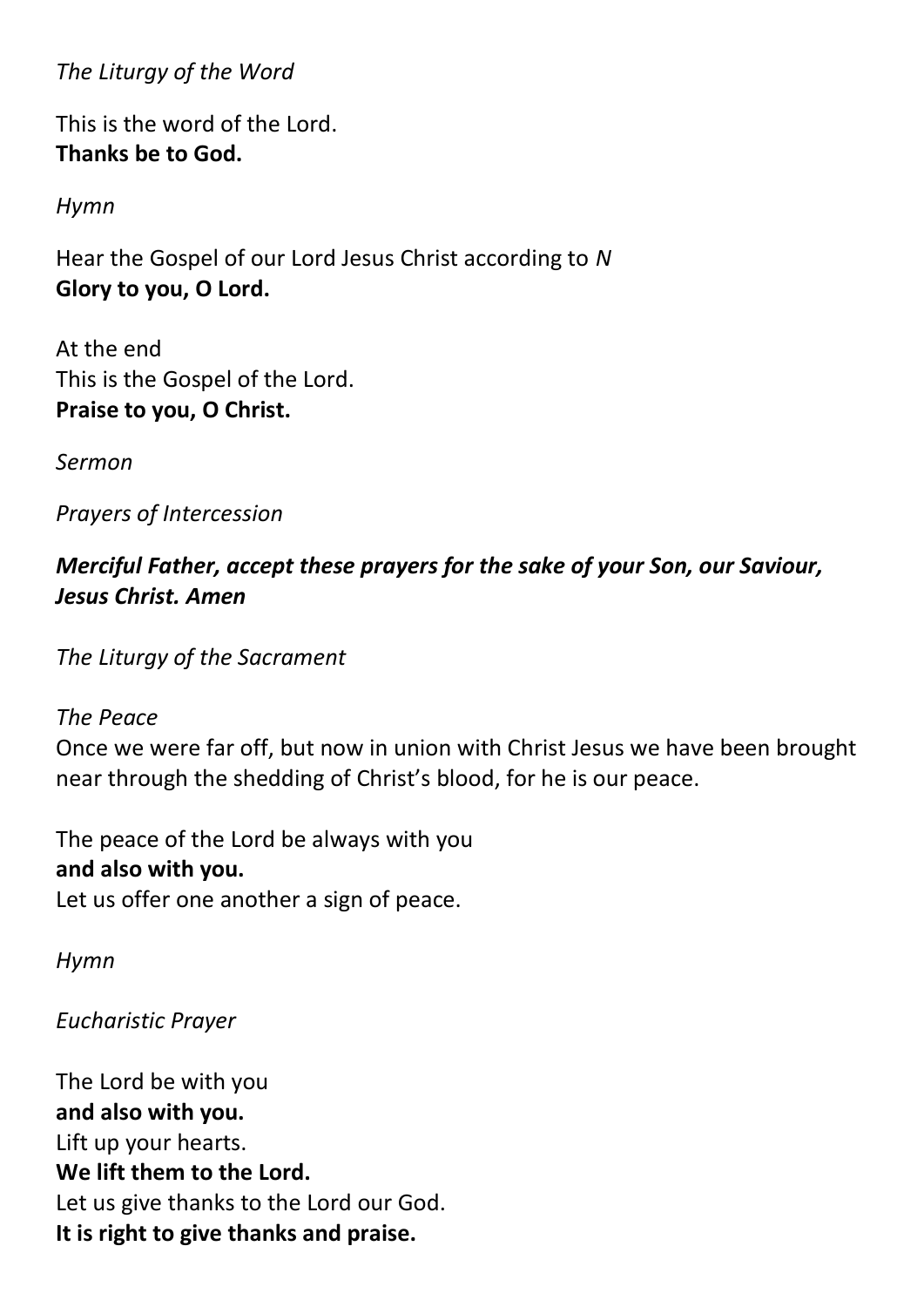*The Liturgy of the Word*

This is the word of the Lord.
**Thanks be to God.**

*Hymn*

Hear the Gospel of our Lord Jesus Christ according to *N*
**Glory to you, O Lord.**

At the end
This is the Gospel of the Lord.
**Praise to you, O Christ.**

*Sermon*

*Prayers of Intercession*

***Merciful Father, accept these prayers for the sake of your Son, our Saviour, Jesus Christ. Amen***

*The Liturgy of the Sacrament*

*The Peace*
Once we were far off, but now in union with Christ Jesus we have been brought near through the shedding of Christ's blood, for he is our peace.

The peace of the Lord be always with you
**and also with you.**
Let us offer one another a sign of peace.

*Hymn*

*Eucharistic Prayer*

The Lord be with you
**and also with you.**
Lift up your hearts.
**We lift them to the Lord.**
Let us give thanks to the Lord our God.
**It is right to give thanks and praise.**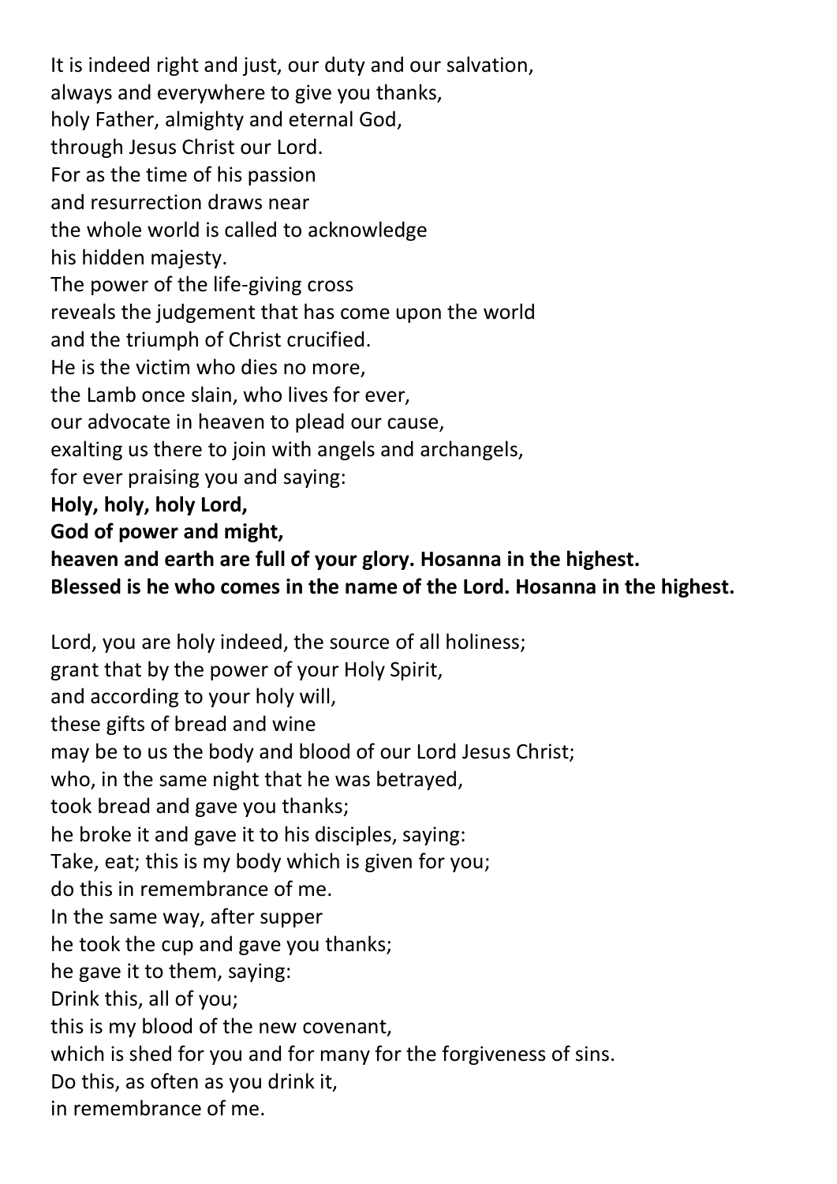It is indeed right and just, our duty and our salvation,
always and everywhere to give you thanks,
holy Father, almighty and eternal God,
through Jesus Christ our Lord.
For as the time of his passion
and resurrection draws near
the whole world is called to acknowledge
his hidden majesty.
The power of the life-giving cross
reveals the judgement that has come upon the world
and the triumph of Christ crucified.
He is the victim who dies no more,
the Lamb once slain, who lives for ever,
our advocate in heaven to plead our cause,
exalting us there to join with angels and archangels,
for ever praising you and saying:
**Holy, holy, holy Lord,**
**God of power and might,**
**heaven and earth are full of your glory. Hosanna in the highest.**
**Blessed is he who comes in the name of the Lord. Hosanna in the highest.**

Lord, you are holy indeed, the source of all holiness;
grant that by the power of your Holy Spirit,
and according to your holy will,
these gifts of bread and wine
may be to us the body and blood of our Lord Jesus Christ;
who, in the same night that he was betrayed,
took bread and gave you thanks;
he broke it and gave it to his disciples, saying:
Take, eat; this is my body which is given for you;
do this in remembrance of me.
In the same way, after supper
he took the cup and gave you thanks;
he gave it to them, saying:
Drink this, all of you;
this is my blood of the new covenant,
which is shed for you and for many for the forgiveness of sins.
Do this, as often as you drink it,
in remembrance of me.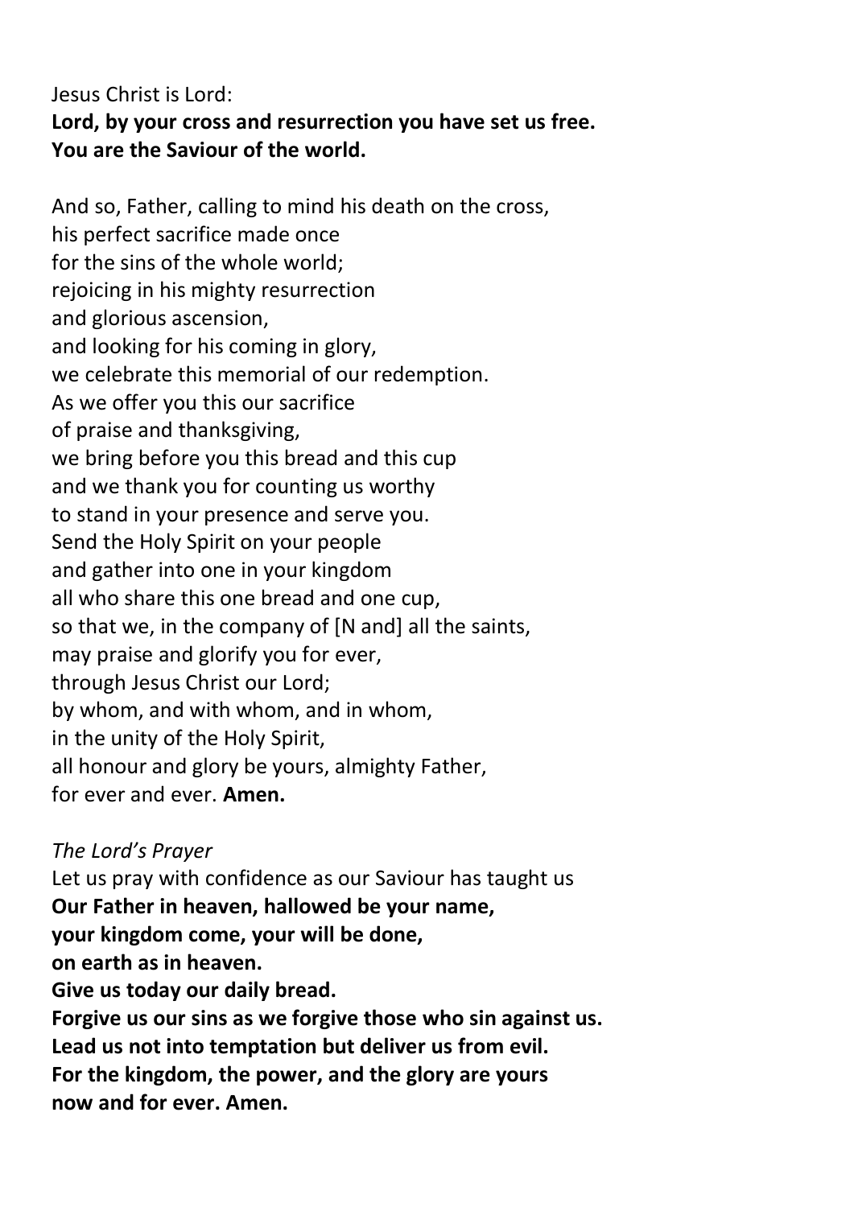Jesus Christ is Lord:
**Lord, by your cross and resurrection you have set us free.**
**You are the Saviour of the world.**

And so, Father, calling to mind his death on the cross,
his perfect sacrifice made once
for the sins of the whole world;
rejoicing in his mighty resurrection
and glorious ascension,
and looking for his coming in glory,
we celebrate this memorial of our redemption.
As we offer you this our sacrifice
of praise and thanksgiving,
we bring before you this bread and this cup
and we thank you for counting us worthy
to stand in your presence and serve you.
Send the Holy Spirit on your people
and gather into one in your kingdom
all who share this one bread and one cup,
so that we, in the company of [N and] all the saints,
may praise and glorify you for ever,
through Jesus Christ our Lord;
by whom, and with whom, and in whom,
in the unity of the Holy Spirit,
all honour and glory be yours, almighty Father,
for ever and ever. **Amen.**

*The Lord's Prayer*

Let us pray with confidence as our Saviour has taught us
**Our Father in heaven, hallowed be your name,**
**your kingdom come, your will be done,**
**on earth as in heaven.**
**Give us today our daily bread.**
**Forgive us our sins as we forgive those who sin against us.**
**Lead us not into temptation but deliver us from evil.**
**For the kingdom, the power, and the glory are yours**
**now and for ever. Amen.**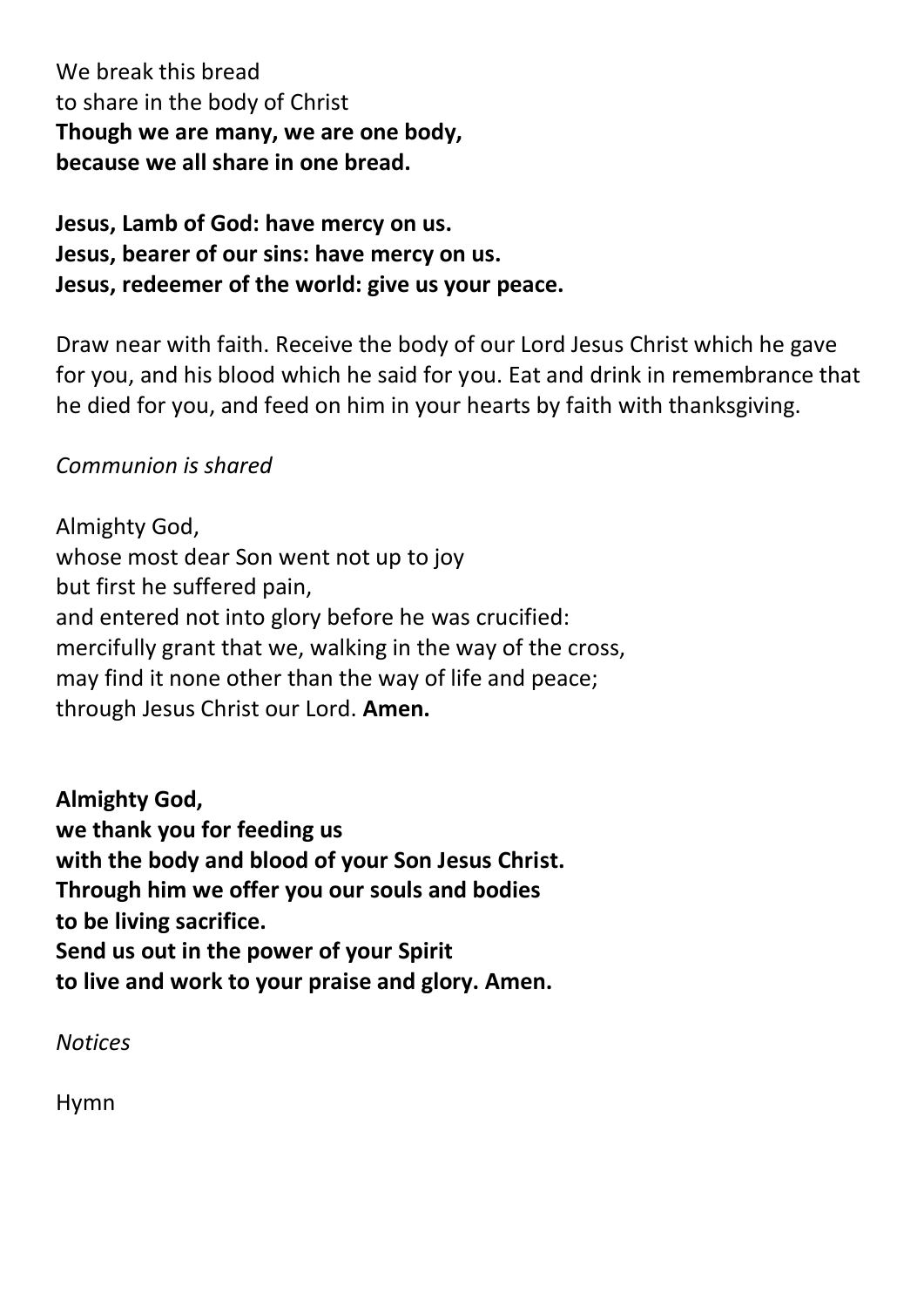We break this bread
to share in the body of Christ
**Though we are many, we are one body,**
**because we all share in one bread.**

**Jesus, Lamb of God: have mercy on us.**
**Jesus, bearer of our sins: have mercy on us.**
**Jesus, redeemer of the world: give us your peace.**

Draw near with faith. Receive the body of our Lord Jesus Christ which he gave for you, and his blood which he said for you. Eat and drink in remembrance that he died for you, and feed on him in your hearts by faith with thanksgiving.

*Communion is shared*

Almighty God,
whose most dear Son went not up to joy
but first he suffered pain,
and entered not into glory before he was crucified:
mercifully grant that we, walking in the way of the cross,
may find it none other than the way of life and peace;
through Jesus Christ our Lord. **Amen.**

**Almighty God,**
**we thank you for feeding us**
**with the body and blood of your Son Jesus Christ.**
**Through him we offer you our souls and bodies**
**to be living sacrifice.**
**Send us out in the power of your Spirit**
**to live and work to your praise and glory. Amen.**

*Notices*

Hymn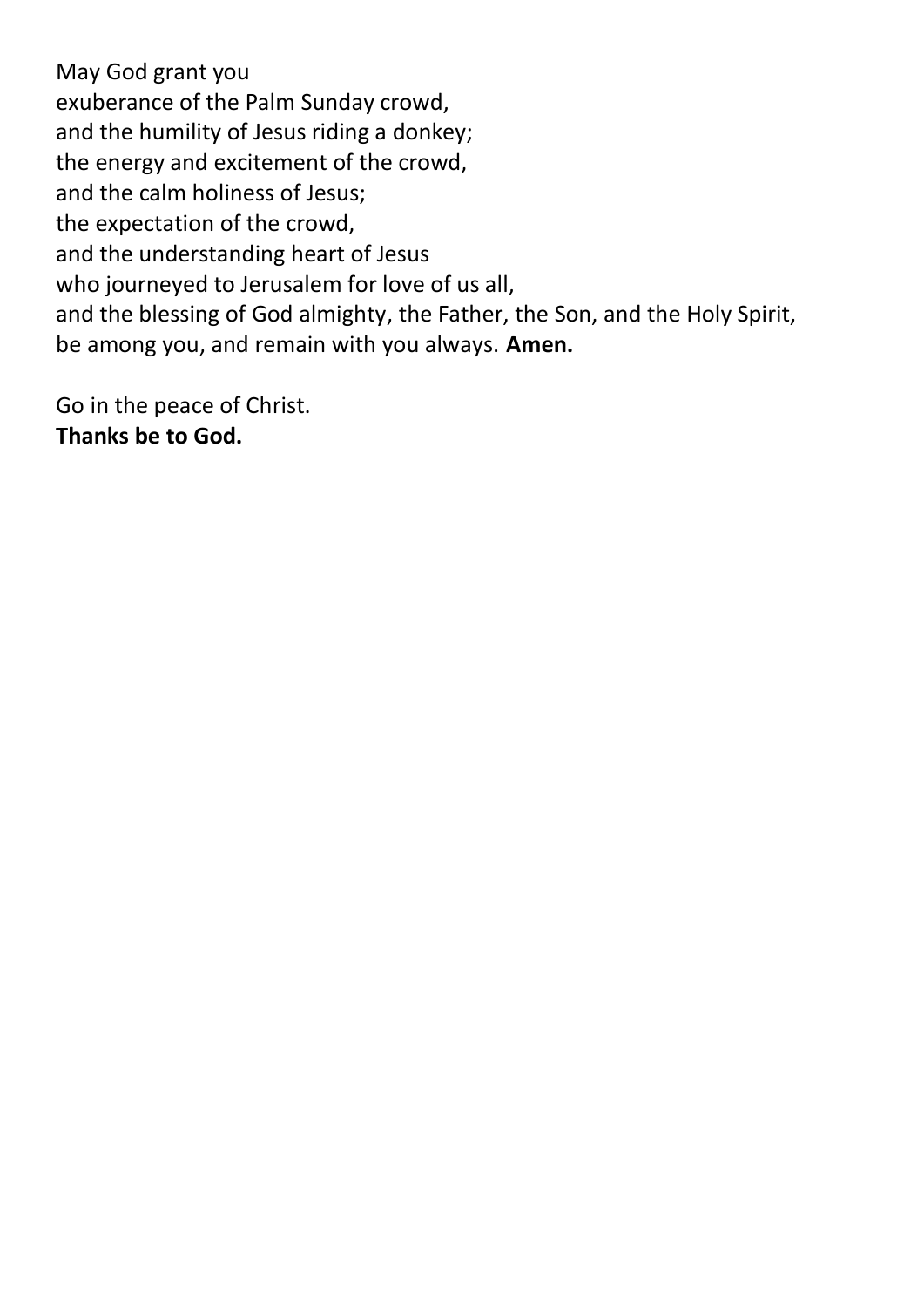May God grant you
exuberance of the Palm Sunday crowd,
and the humility of Jesus riding a donkey;
the energy and excitement of the crowd,
and the calm holiness of Jesus;
the expectation of the crowd,
and the understanding heart of Jesus
who journeyed to Jerusalem for love of us all,
and the blessing of God almighty, the Father, the Son, and the Holy Spirit,
be among you, and remain with you always. **Amen.**

Go in the peace of Christ.
**Thanks be to God.**